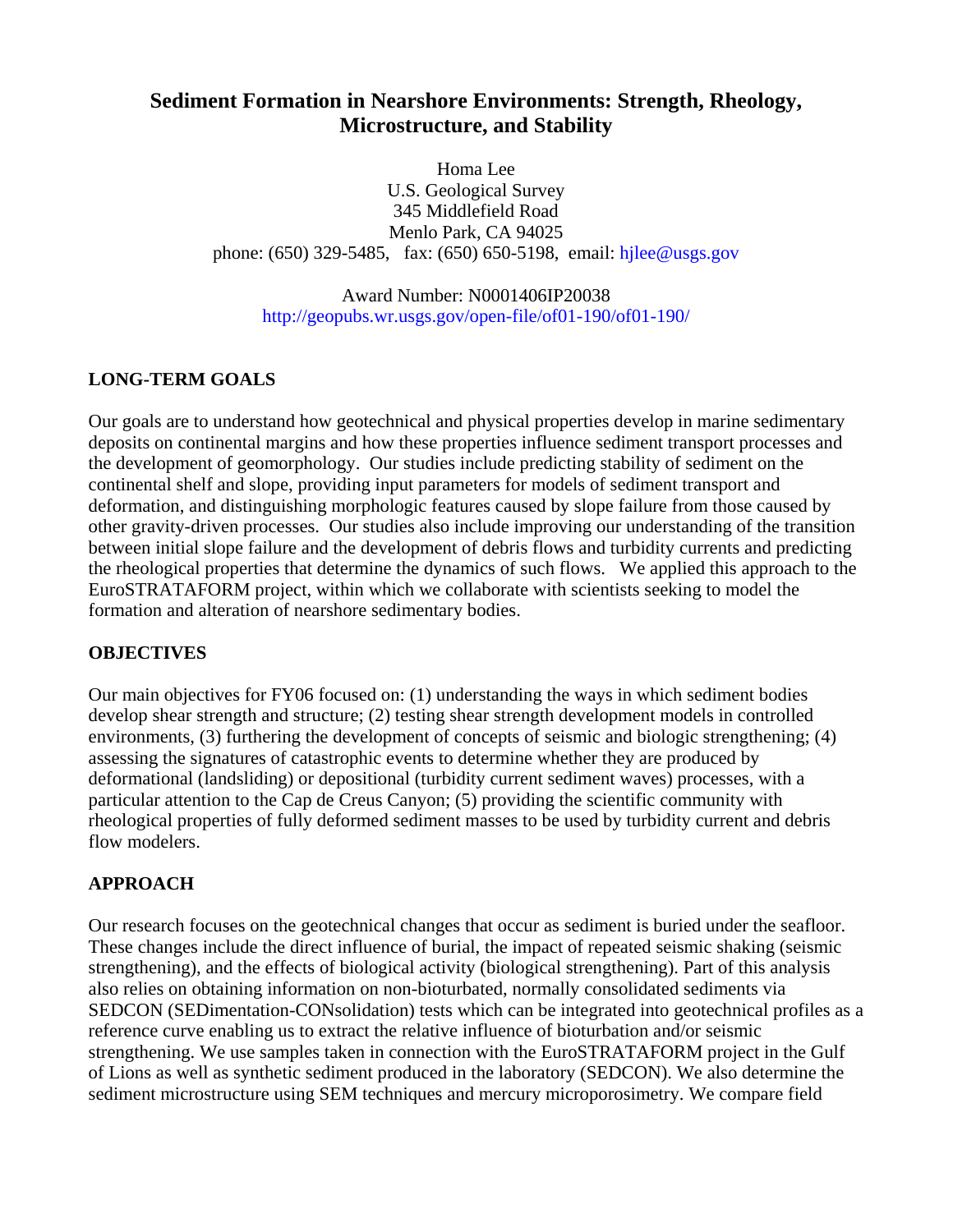# Sediment Formation in Nearshore Environments: Strength, Rheology, Microstructure, and Stability

Homa Lee
U.S. Geological Survey
345 Middlefield Road
Menlo Park, CA 94025
phone: (650) 329-5485, fax: (650) 650-5198, email: hjlee@usgs.gov

Award Number: N0001406IP20038
http://geopubs.wr.usgs.gov/open-file/of01-190/of01-190/

## LONG-TERM GOALS

Our goals are to understand how geotechnical and physical properties develop in marine sedimentary deposits on continental margins and how these properties influence sediment transport processes and the development of geomorphology. Our studies include predicting stability of sediment on the continental shelf and slope, providing input parameters for models of sediment transport and deformation, and distinguishing morphologic features caused by slope failure from those caused by other gravity-driven processes. Our studies also include improving our understanding of the transition between initial slope failure and the development of debris flows and turbidity currents and predicting the rheological properties that determine the dynamics of such flows. We applied this approach to the EuroSTRATAFORM project, within which we collaborate with scientists seeking to model the formation and alteration of nearshore sedimentary bodies.

## OBJECTIVES

Our main objectives for FY06 focused on: (1) understanding the ways in which sediment bodies develop shear strength and structure; (2) testing shear strength development models in controlled environments, (3) furthering the development of concepts of seismic and biologic strengthening; (4) assessing the signatures of catastrophic events to determine whether they are produced by deformational (landsliding) or depositional (turbidity current sediment waves) processes, with a particular attention to the Cap de Creus Canyon; (5) providing the scientific community with rheological properties of fully deformed sediment masses to be used by turbidity current and debris flow modelers.

## APPROACH

Our research focuses on the geotechnical changes that occur as sediment is buried under the seafloor. These changes include the direct influence of burial, the impact of repeated seismic shaking (seismic strengthening), and the effects of biological activity (biological strengthening). Part of this analysis also relies on obtaining information on non-bioturbated, normally consolidated sediments via SEDCON (SEDimentation-CONsolidation) tests which can be integrated into geotechnical profiles as a reference curve enabling us to extract the relative influence of bioturbation and/or seismic strengthening. We use samples taken in connection with the EuroSTRATAFORM project in the Gulf of Lions as well as synthetic sediment produced in the laboratory (SEDCON). We also determine the sediment microstructure using SEM techniques and mercury microporosimetry. We compare field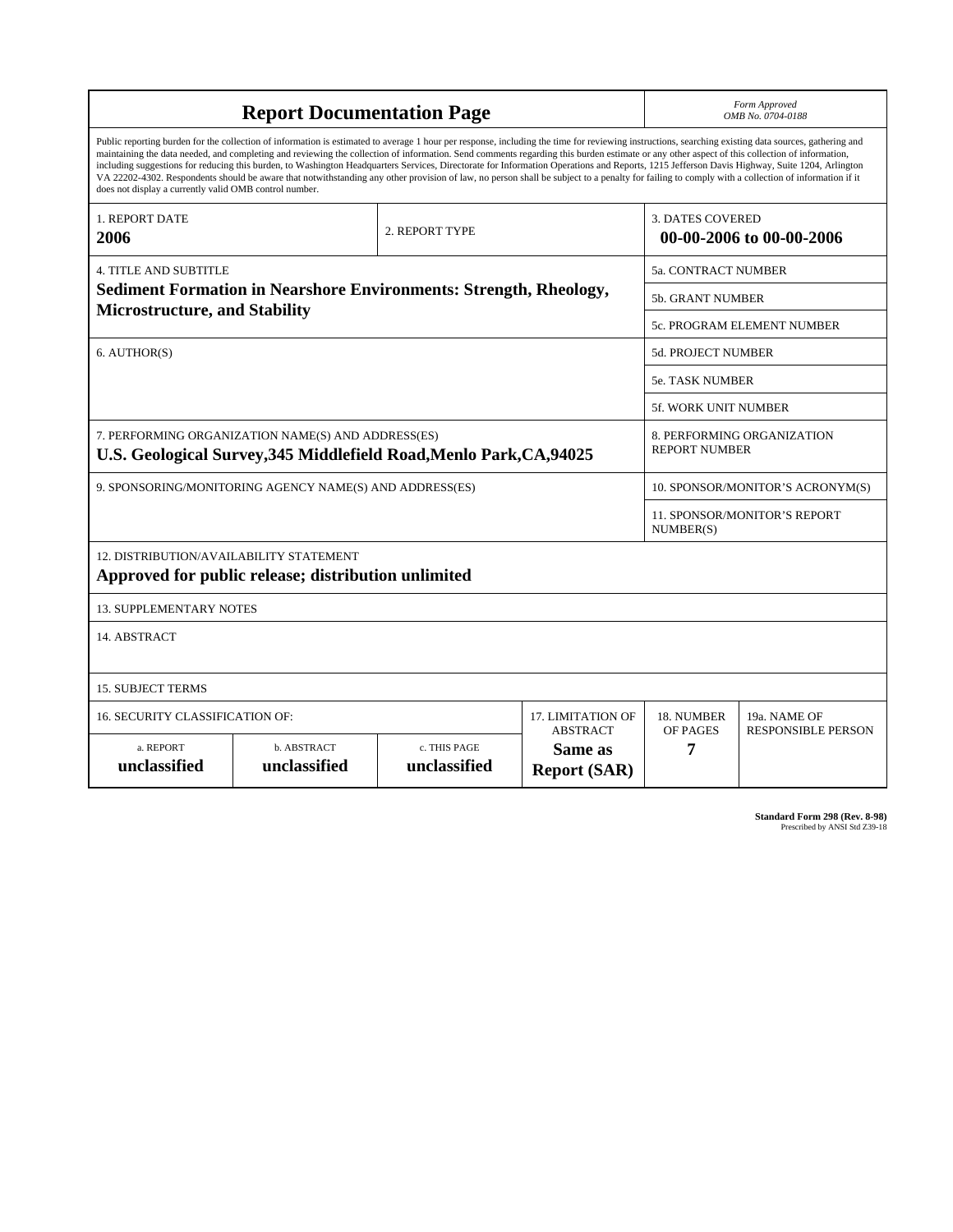# Report Documentation Page

*Form Approved*
*OMB No. 0704-0188*

Public reporting burden for the collection of information is estimated to average 1 hour per response, including the time for reviewing instructions, searching existing data sources, gathering and maintaining the data needed, and completing and reviewing the collection of information. Send comments regarding this burden estimate or any other aspect of this collection of information, including suggestions for reducing this burden, to Washington Headquarters Services, Directorate for Information Operations and Reports, 1215 Jefferson Davis Highway, Suite 1204, Arlington VA 22202-4302. Respondents should be aware that notwithstanding any other provision of law, no person shall be subject to a penalty for failing to comply with a collection of information if it does not display a currently valid OMB control number.

| 1. REPORT DATE | 2. REPORT TYPE | 3. DATES COVERED |
|---|---|---|
| **2006** | | **00-00-2006 to 00-00-2006** |

| 4. TITLE AND SUBTITLE | 5a. CONTRACT NUMBER |
|---|---|
| **Sediment Formation in Nearshore Environments: Strength, Rheology, Microstructure, and Stability** | 5b. GRANT NUMBER |
| | 5c. PROGRAM ELEMENT NUMBER |
| 6. AUTHOR(S) | 5d. PROJECT NUMBER |
| | 5e. TASK NUMBER |
| | 5f. WORK UNIT NUMBER |
| 7. PERFORMING ORGANIZATION NAME(S) AND ADDRESS(ES) **U.S. Geological Survey,345 Middlefield Road,Menlo Park,CA,94025** | 8. PERFORMING ORGANIZATION REPORT NUMBER |
| 9. SPONSORING/MONITORING AGENCY NAME(S) AND ADDRESS(ES) | 10. SPONSOR/MONITOR'S ACRONYM(S) |
| | 11. SPONSOR/MONITOR'S REPORT NUMBER(S) |

12. DISTRIBUTION/AVAILABILITY STATEMENT
**Approved for public release; distribution unlimited**

13. SUPPLEMENTARY NOTES

14. ABSTRACT

15. SUBJECT TERMS

| 16. SECURITY CLASSIFICATION OF: | | | 17. LIMITATION OF ABSTRACT | 18. NUMBER OF PAGES | 19a. NAME OF RESPONSIBLE PERSON |
|---|---|---|---|---|---|
| a. REPORT **unclassified** | b. ABSTRACT **unclassified** | c. THIS PAGE **unclassified** | **Same as Report (SAR)** | **7** | |

**Standard Form 298 (Rev. 8-98)**
Prescribed by ANSI Std Z39-18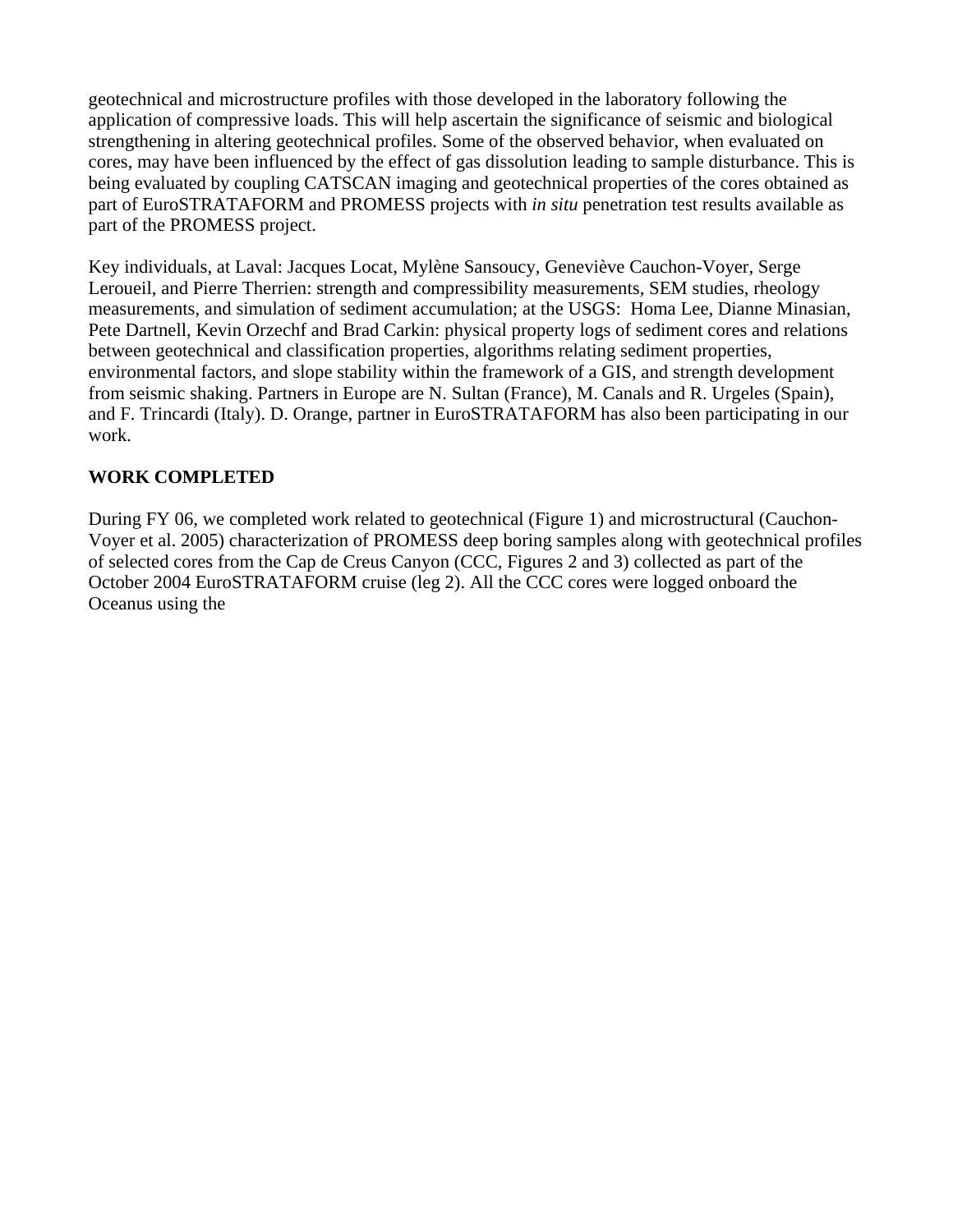geotechnical and microstructure profiles with those developed in the laboratory following the application of compressive loads. This will help ascertain the significance of seismic and biological strengthening in altering geotechnical profiles. Some of the observed behavior, when evaluated on cores, may have been influenced by the effect of gas dissolution leading to sample disturbance. This is being evaluated by coupling CATSCAN imaging and geotechnical properties of the cores obtained as part of EuroSTRATAFORM and PROMESS projects with *in situ* penetration test results available as part of the PROMESS project.

Key individuals, at Laval: Jacques Locat, Mylène Sansoucy, Geneviève Cauchon-Voyer, Serge Leroueil, and Pierre Therrien: strength and compressibility measurements, SEM studies, rheology measurements, and simulation of sediment accumulation; at the USGS: Homa Lee, Dianne Minasian, Pete Dartnell, Kevin Orzechf and Brad Carkin: physical property logs of sediment cores and relations between geotechnical and classification properties, algorithms relating sediment properties, environmental factors, and slope stability within the framework of a GIS, and strength development from seismic shaking. Partners in Europe are N. Sultan (France), M. Canals and R. Urgeles (Spain), and F. Trincardi (Italy). D. Orange, partner in EuroSTRATAFORM has also been participating in our work.

**WORK COMPLETED**

During FY 06, we completed work related to geotechnical (Figure 1) and microstructural (Cauchon-Voyer et al. 2005) characterization of PROMESS deep boring samples along with geotechnical profiles of selected cores from the Cap de Creus Canyon (CCC, Figures 2 and 3) collected as part of the October 2004 EuroSTRATAFORM cruise (leg 2). All the CCC cores were logged onboard the Oceanus using the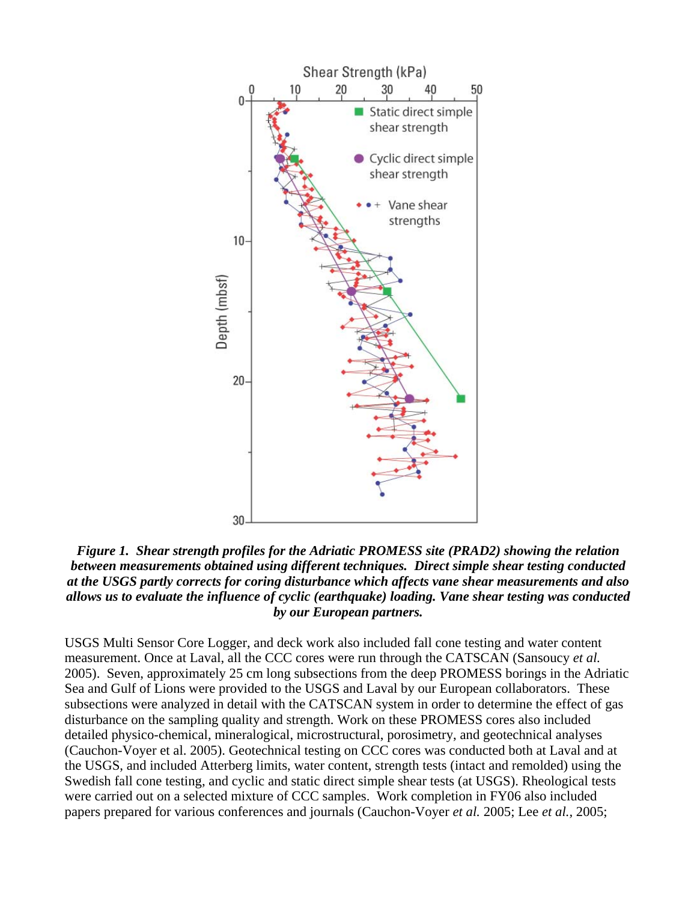***Figure 1. Shear strength profiles for the Adriatic PROMESS site (PRAD2) showing the relation between measurements obtained using different techniques. Direct simple shear testing conducted at the USGS partly corrects for coring disturbance which affects vane shear measurements and also allows us to evaluate the influence of cyclic (earthquake) loading. Vane shear testing was conducted by our European partners.***

USGS Multi Sensor Core Logger, and deck work also included fall cone testing and water content measurement. Once at Laval, all the CCC cores were run through the CATSCAN (Sansoucy *et al.* 2005). Seven, approximately 25 cm long subsections from the deep PROMESS borings in the Adriatic Sea and Gulf of Lions were provided to the USGS and Laval by our European collaborators. These subsections were analyzed in detail with the CATSCAN system in order to determine the effect of gas disturbance on the sampling quality and strength. Work on these PROMESS cores also included detailed physico-chemical, mineralogical, microstructural, porosimetry, and geotechnical analyses (Cauchon-Voyer et al. 2005). Geotechnical testing on CCC cores was conducted both at Laval and at the USGS, and included Atterberg limits, water content, strength tests (intact and remolded) using the Swedish fall cone testing, and cyclic and static direct simple shear tests (at USGS). Rheological tests were carried out on a selected mixture of CCC samples. Work completion in FY06 also included papers prepared for various conferences and journals (Cauchon-Voyer *et al.* 2005; Lee *et al.*, 2005;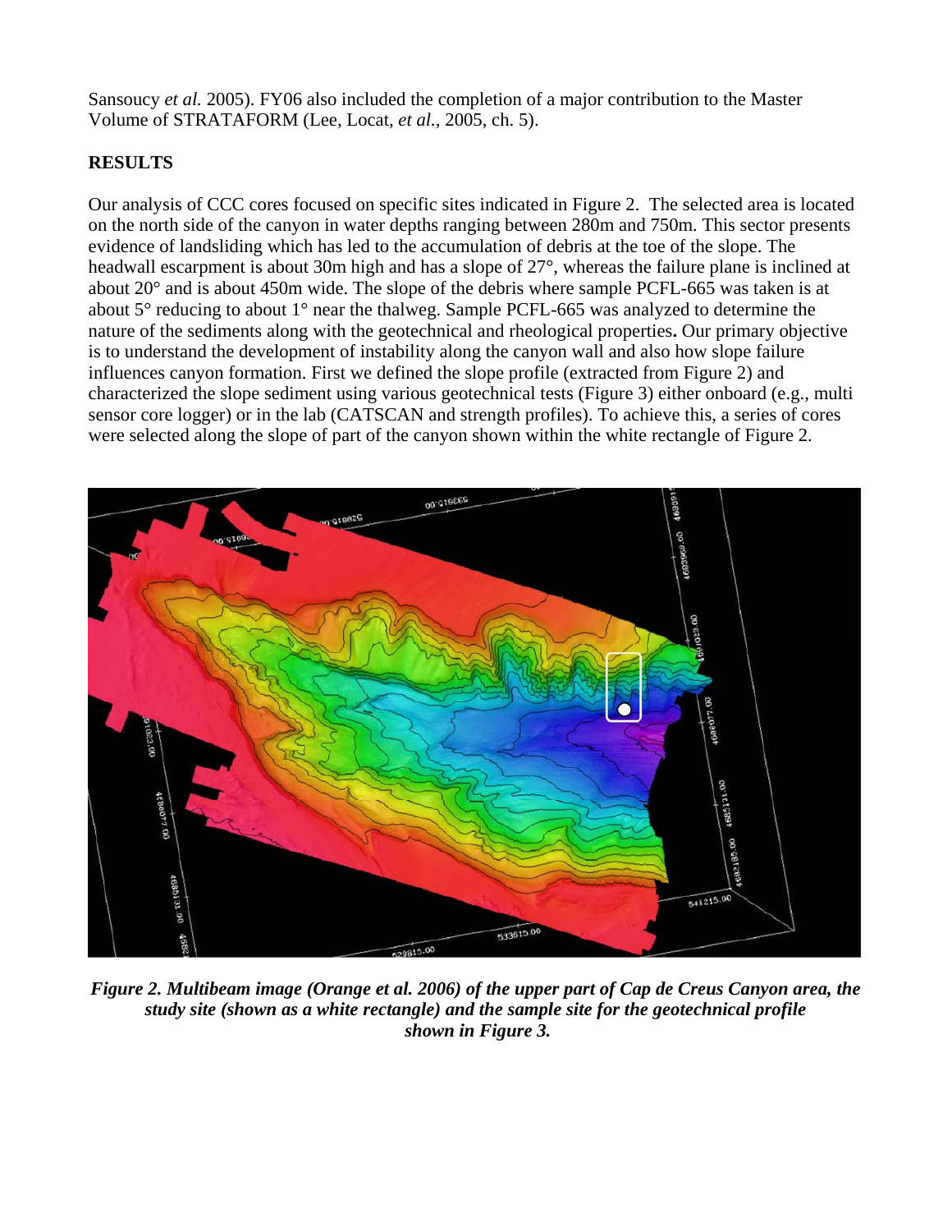Sansoucy *et al.* 2005). FY06 also included the completion of a major contribution to the Master Volume of STRATAFORM (Lee, Locat, *et al.*, 2005, ch. 5).

## RESULTS

Our analysis of CCC cores focused on specific sites indicated in Figure 2. The selected area is located on the north side of the canyon in water depths ranging between 280m and 750m. This sector presents evidence of landsliding which has led to the accumulation of debris at the toe of the slope. The headwall escarpment is about 30m high and has a slope of 27°, whereas the failure plane is inclined at about 20° and is about 450m wide. The slope of the debris where sample PCFL-665 was taken is at about 5° reducing to about 1° near the thalweg. Sample PCFL-665 was analyzed to determine the nature of the sediments along with the geotechnical and rheological properties**.** Our primary objective is to understand the development of instability along the canyon wall and also how slope failure influences canyon formation. First we defined the slope profile (extracted from Figure 2) and characterized the slope sediment using various geotechnical tests (Figure 3) either onboard (e.g., multi sensor core logger) or in the lab (CATSCAN and strength profiles). To achieve this, a series of cores were selected along the slope of part of the canyon shown within the white rectangle of Figure 2.

***Figure 2. Multibeam image (Orange et al. 2006) of the upper part of Cap de Creus Canyon area, the study site (shown as a white rectangle) and the sample site for the geotechnical profile shown in Figure 3.***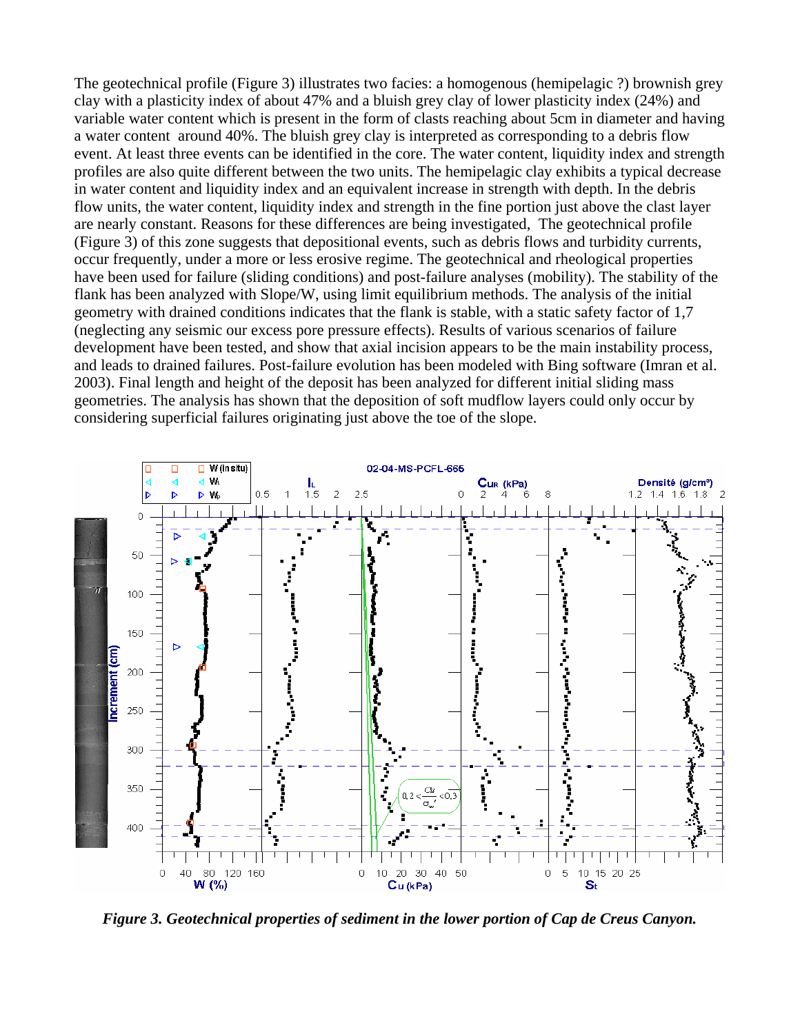The geotechnical profile (Figure 3) illustrates two facies: a homogenous (hemipelagic ?) brownish grey clay with a plasticity index of about 47% and a bluish grey clay of lower plasticity index (24%) and variable water content which is present in the form of clasts reaching about 5cm in diameter and having a water content around 40%. The bluish grey clay is interpreted as corresponding to a debris flow event. At least three events can be identified in the core. The water content, liquidity index and strength profiles are also quite different between the two units. The hemipelagic clay exhibits a typical decrease in water content and liquidity index and an equivalent increase in strength with depth. In the debris flow units, the water content, liquidity index and strength in the fine portion just above the clast layer are nearly constant. Reasons for these differences are being investigated, The geotechnical profile (Figure 3) of this zone suggests that depositional events, such as debris flows and turbidity currents, occur frequently, under a more or less erosive regime. The geotechnical and rheological properties have been used for failure (sliding conditions) and post-failure analyses (mobility). The stability of the flank has been analyzed with Slope/W, using limit equilibrium methods. The analysis of the initial geometry with drained conditions indicates that the flank is stable, with a static safety factor of 1,7 (neglecting any seismic our excess pore pressure effects). Results of various scenarios of failure development have been tested, and show that axial incision appears to be the main instability process, and leads to drained failures. Post-failure evolution has been modeled with Bing software (Imran et al. 2003). Final length and height of the deposit has been analyzed for different initial sliding mass geometries. The analysis has shown that the deposition of soft mudflow layers could only occur by considering superficial failures originating just above the toe of the slope.

***Figure 3. Geotechnical properties of sediment in the lower portion of Cap de Creus Canyon.***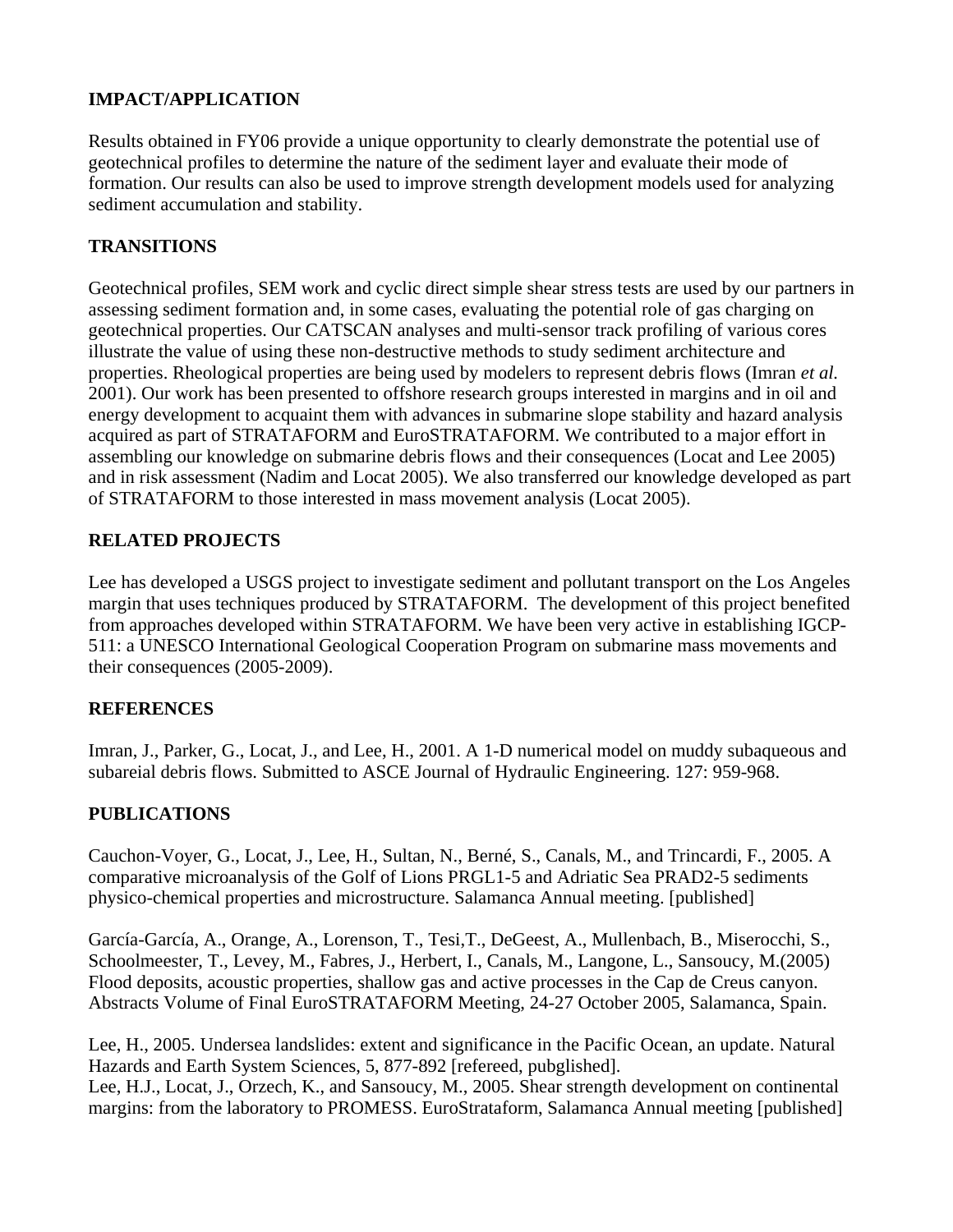## IMPACT/APPLICATION

Results obtained in FY06 provide a unique opportunity to clearly demonstrate the potential use of geotechnical profiles to determine the nature of the sediment layer and evaluate their mode of formation. Our results can also be used to improve strength development models used for analyzing sediment accumulation and stability.

## TRANSITIONS

Geotechnical profiles, SEM work and cyclic direct simple shear stress tests are used by our partners in assessing sediment formation and, in some cases, evaluating the potential role of gas charging on geotechnical properties. Our CATSCAN analyses and multi-sensor track profiling of various cores illustrate the value of using these non-destructive methods to study sediment architecture and properties. Rheological properties are being used by modelers to represent debris flows (Imran *et al.* 2001). Our work has been presented to offshore research groups interested in margins and in oil and energy development to acquaint them with advances in submarine slope stability and hazard analysis acquired as part of STRATAFORM and EuroSTRATAFORM. We contributed to a major effort in assembling our knowledge on submarine debris flows and their consequences (Locat and Lee 2005) and in risk assessment (Nadim and Locat 2005). We also transferred our knowledge developed as part of STRATAFORM to those interested in mass movement analysis (Locat 2005).

## RELATED PROJECTS

Lee has developed a USGS project to investigate sediment and pollutant transport on the Los Angeles margin that uses techniques produced by STRATAFORM. The development of this project benefited from approaches developed within STRATAFORM. We have been very active in establishing IGCP-511: a UNESCO International Geological Cooperation Program on submarine mass movements and their consequences (2005-2009).

## REFERENCES

Imran, J., Parker, G., Locat, J., and Lee, H., 2001. A 1-D numerical model on muddy subaqueous and subareial debris flows. Submitted to ASCE Journal of Hydraulic Engineering. 127: 959-968.

## PUBLICATIONS

Cauchon-Voyer, G., Locat, J., Lee, H., Sultan, N., Berné, S., Canals, M., and Trincardi, F., 2005. A comparative microanalysis of the Golf of Lions PRGL1-5 and Adriatic Sea PRAD2-5 sediments physico-chemical properties and microstructure. Salamanca Annual meeting. [published]

García-García, A., Orange, A., Lorenson, T., Tesi,T., DeGeest, A., Mullenbach, B., Miserocchi, S., Schoolmeester, T., Levey, M., Fabres, J., Herbert, I., Canals, M., Langone, L., Sansoucy, M.(2005) Flood deposits, acoustic properties, shallow gas and active processes in the Cap de Creus canyon. Abstracts Volume of Final EuroSTRATAFORM Meeting, 24-27 October 2005, Salamanca, Spain.

Lee, H., 2005. Undersea landslides: extent and significance in the Pacific Ocean, an update. Natural Hazards and Earth System Sciences, 5, 877-892 [refereed, pubglished].

Lee, H.J., Locat, J., Orzech, K., and Sansoucy, M., 2005. Shear strength development on continental margins: from the laboratory to PROMESS. EuroStrataform, Salamanca Annual meeting [published]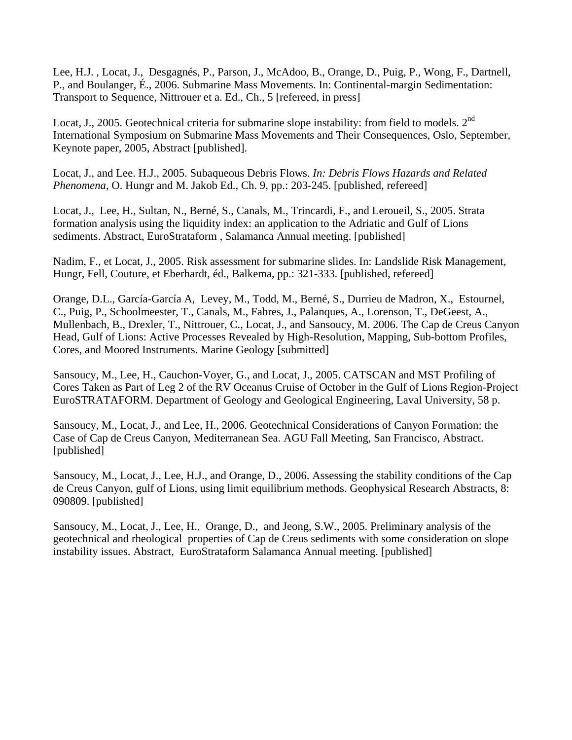Lee, H.J. , Locat, J., Desgagnés, P., Parson, J., McAdoo, B., Orange, D., Puig, P., Wong, F., Dartnell, P., and Boulanger, É., 2006. Submarine Mass Movements. In: Continental-margin Sedimentation: Transport to Sequence, Nittrouer et a. Ed., Ch., 5 [refereed, in press]

Locat, J., 2005. Geotechnical criteria for submarine slope instability: from field to models. 2$^{nd}$ International Symposium on Submarine Mass Movements and Their Consequences, Oslo, September, Keynote paper, 2005, Abstract [published].

Locat, J., and Lee. H.J., 2005. Subaqueous Debris Flows. *In: Debris Flows Hazards and Related Phenomena*, O. Hungr and M. Jakob Ed., Ch. 9, pp.: 203-245. [published, refereed]

Locat, J., Lee, H., Sultan, N., Berné, S., Canals, M., Trincardi, F., and Leroueil, S., 2005. Strata formation analysis using the liquidity index: an application to the Adriatic and Gulf of Lions sediments. Abstract, EuroStrataform , Salamanca Annual meeting. [published]

Nadim, F., et Locat, J., 2005. Risk assessment for submarine slides. In: Landslide Risk Management, Hungr, Fell, Couture, et Eberhardt, éd., Balkema, pp.: 321-333. [published, refereed]

Orange, D.L., García-García A, Levey, M., Todd, M., Berné, S., Durrieu de Madron, X., Estournel, C., Puig, P., Schoolmeester, T., Canals, M., Fabres, J., Palanques, A., Lorenson, T., DeGeest, A., Mullenbach, B., Drexler, T., Nittrouer, C., Locat, J., and Sansoucy, M. 2006. The Cap de Creus Canyon Head, Gulf of Lions: Active Processes Revealed by High-Resolution, Mapping, Sub-bottom Profiles, Cores, and Moored Instruments. Marine Geology [submitted]

Sansoucy, M., Lee, H., Cauchon-Voyer, G., and Locat, J., 2005. CATSCAN and MST Profiling of Cores Taken as Part of Leg 2 of the RV Oceanus Cruise of October in the Gulf of Lions Region-Project EuroSTRATAFORM. Department of Geology and Geological Engineering, Laval University, 58 p.

Sansoucy, M., Locat, J., and Lee, H., 2006. Geotechnical Considerations of Canyon Formation: the Case of Cap de Creus Canyon, Mediterranean Sea. AGU Fall Meeting, San Francisco, Abstract. [published]

Sansoucy, M., Locat, J., Lee, H.J., and Orange, D., 2006. Assessing the stability conditions of the Cap de Creus Canyon, gulf of Lions, using limit equilibrium methods. Geophysical Research Abstracts, 8: 090809. [published]

Sansoucy, M., Locat, J., Lee, H., Orange, D., and Jeong, S.W., 2005. Preliminary analysis of the geotechnical and rheological properties of Cap de Creus sediments with some consideration on slope instability issues. Abstract, EuroStrataform Salamanca Annual meeting. [published]